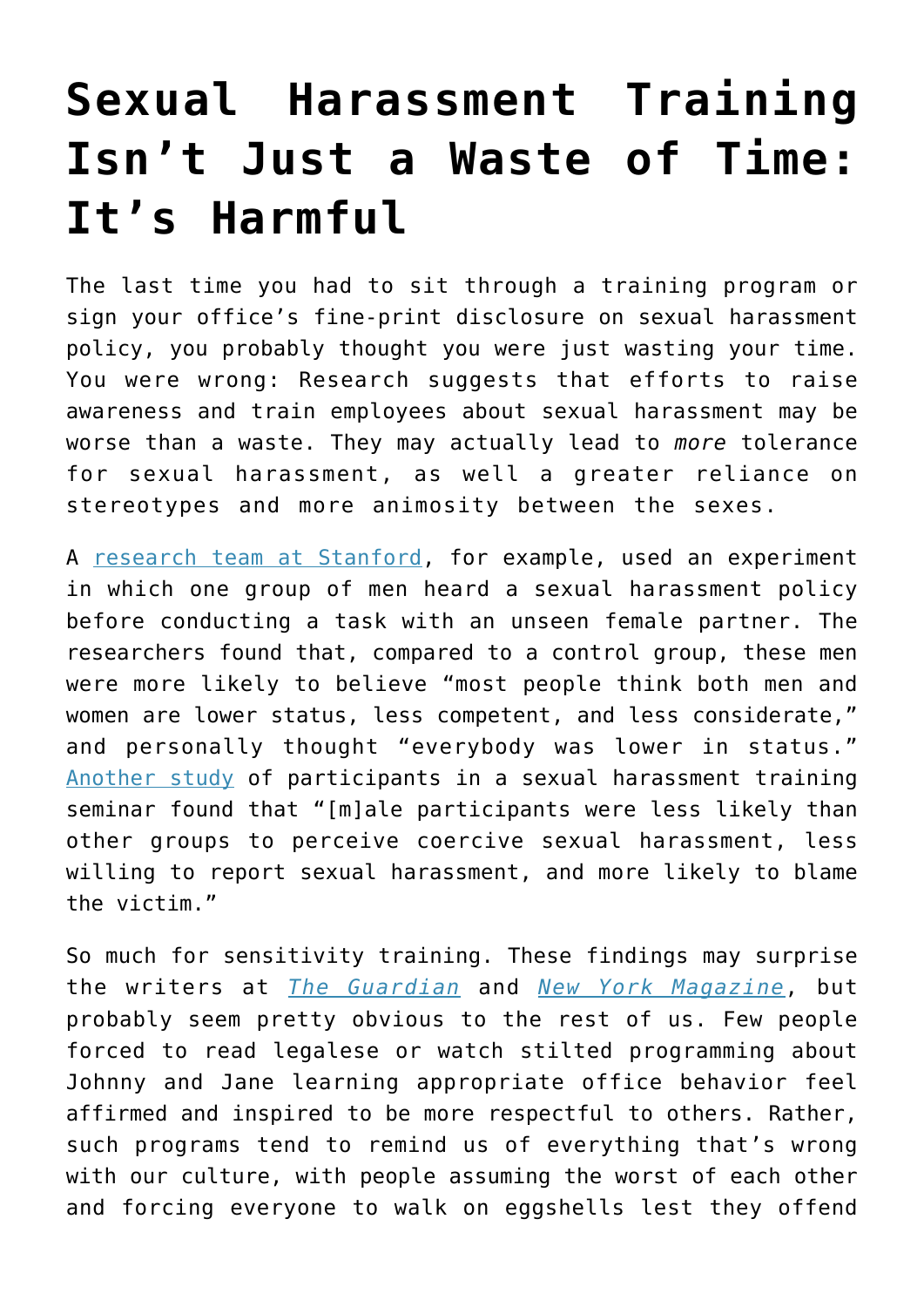# Sexual Harassment Training Isn't Just a Waste of Time: It's Harmful

The last time you had to sit through a training program or sign your office's fine-print disclosure on sexual harassment policy, you probably thought you were just wasting your time. You were wrong: Research suggests that efforts to raise awareness and train employees about sexual harassment may be worse than a waste. They may actually lead to *more* tolerance for sexual harassment, as well a greater reliance on stereotypes and more animosity between the sexes.

A [research team at Stanford](), for example, used an experiment in which one group of men heard a sexual harassment policy before conducting a task with an unseen female partner. The researchers found that, compared to a control group, these men were more likely to believe "most people think both men and women are lower status, less competent, and less considerate," and personally thought "everybody was lower in status." [Another study]() of participants in a sexual harassment training seminar found that "[m]ale participants were less likely than other groups to perceive coercive sexual harassment, less willing to report sexual harassment, and more likely to blame the victim."

So much for sensitivity training. These findings may surprise the writers at [*The Guardian*]() and [*New York Magazine*](), but probably seem pretty obvious to the rest of us. Few people forced to read legalese or watch stilted programming about Johnny and Jane learning appropriate office behavior feel affirmed and inspired to be more respectful to others. Rather, such programs tend to remind us of everything that's wrong with our culture, with people assuming the worst of each other and forcing everyone to walk on eggshells lest they offend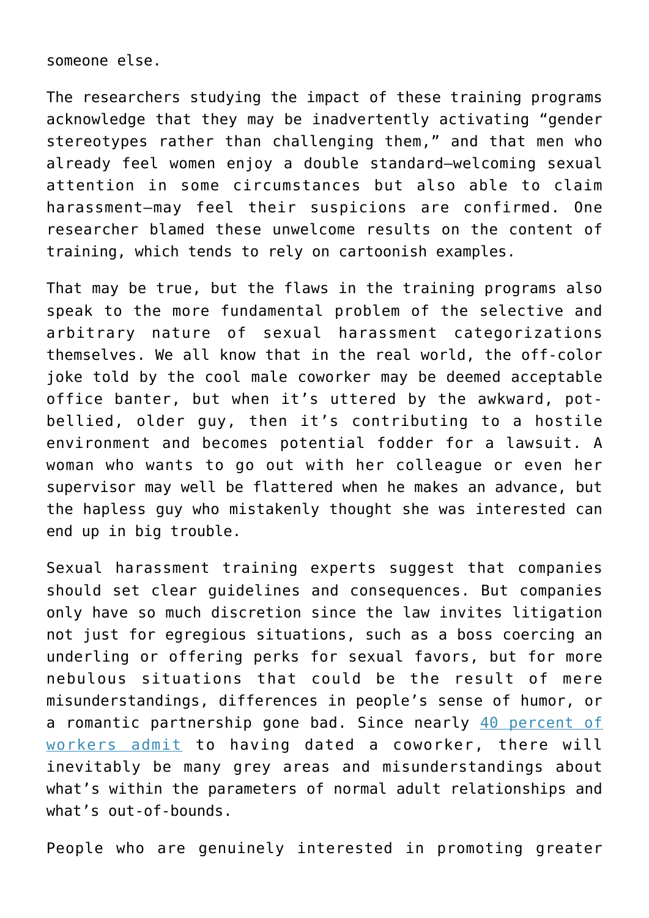someone else.

The researchers studying the impact of these training programs acknowledge that they may be inadvertently activating "gender stereotypes rather than challenging them," and that men who already feel women enjoy a double standard—welcoming sexual attention in some circumstances but also able to claim harassment—may feel their suspicions are confirmed. One researcher blamed these unwelcome results on the content of training, which tends to rely on cartoonish examples.

That may be true, but the flaws in the training programs also speak to the more fundamental problem of the selective and arbitrary nature of sexual harassment categorizations themselves. We all know that in the real world, the off-color joke told by the cool male coworker may be deemed acceptable office banter, but when it's uttered by the awkward, pot-bellied, older guy, then it's contributing to a hostile environment and becomes potential fodder for a lawsuit. A woman who wants to go out with her colleague or even her supervisor may well be flattered when he makes an advance, but the hapless guy who mistakenly thought she was interested can end up in big trouble.

Sexual harassment training experts suggest that companies should set clear guidelines and consequences. But companies only have so much discretion since the law invites litigation not just for egregious situations, such as a boss coercing an underling or offering perks for sexual favors, but for more nebulous situations that could be the result of mere misunderstandings, differences in people's sense of humor, or a romantic partnership gone bad. Since nearly 40 percent of workers admit to having dated a coworker, there will inevitably be many grey areas and misunderstandings about what's within the parameters of normal adult relationships and what's out-of-bounds.

People who are genuinely interested in promoting greater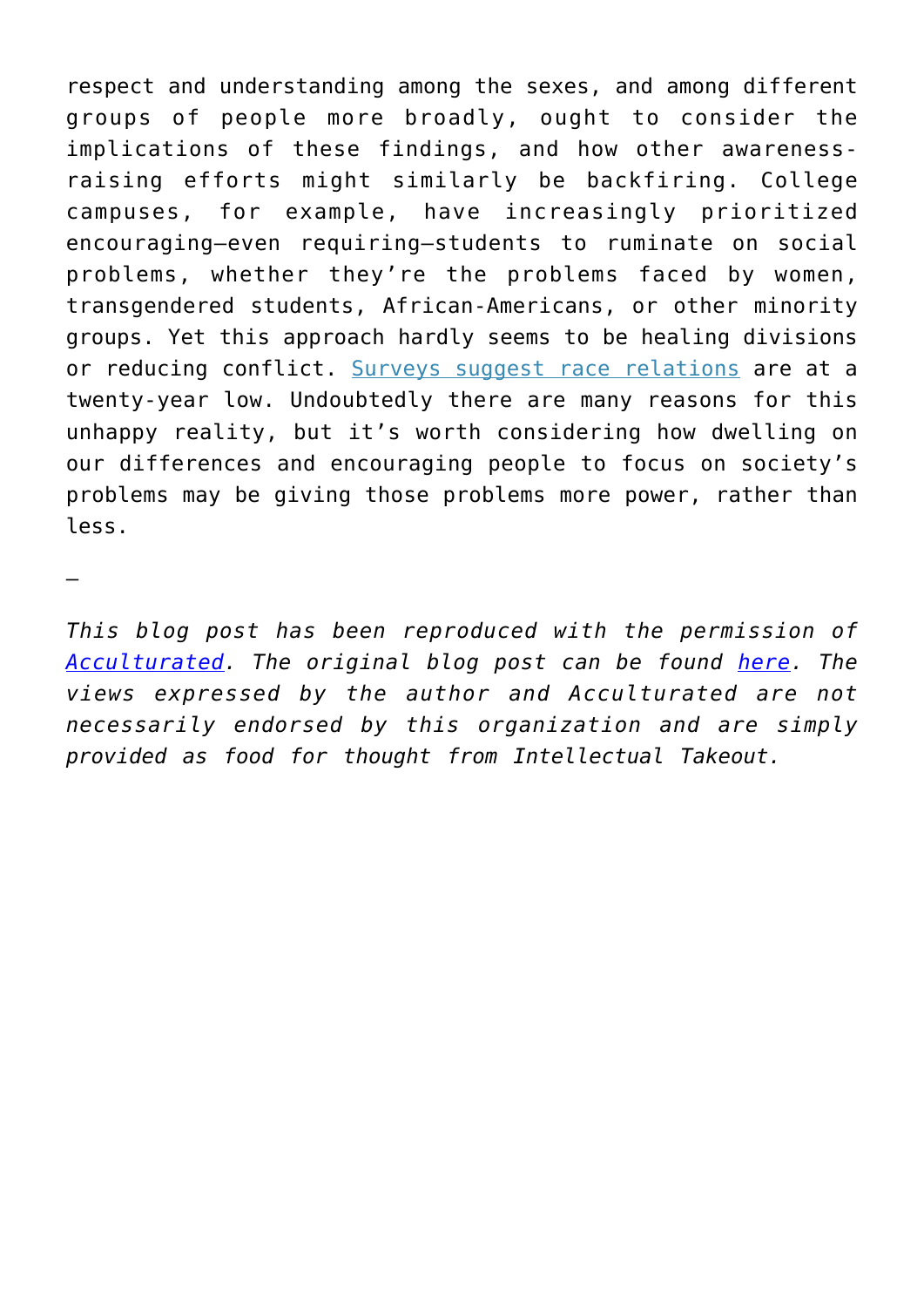respect and understanding among the sexes, and among different groups of people more broadly, ought to consider the implications of these findings, and how other awareness-raising efforts might similarly be backfiring. College campuses, for example, have increasingly prioritized encouraging—even requiring—students to ruminate on social problems, whether they're the problems faced by women, transgendered students, African-Americans, or other minority groups. Yet this approach hardly seems to be healing divisions or reducing conflict. Surveys suggest race relations are at a twenty-year low. Undoubtedly there are many reasons for this unhappy reality, but it's worth considering how dwelling on our differences and encouraging people to focus on society's problems may be giving those problems more power, rather than less.

—

*This blog post has been reproduced with the permission of Acculturated. The original blog post can be found here. The views expressed by the author and Acculturated are not necessarily endorsed by this organization and are simply provided as food for thought from Intellectual Takeout.*